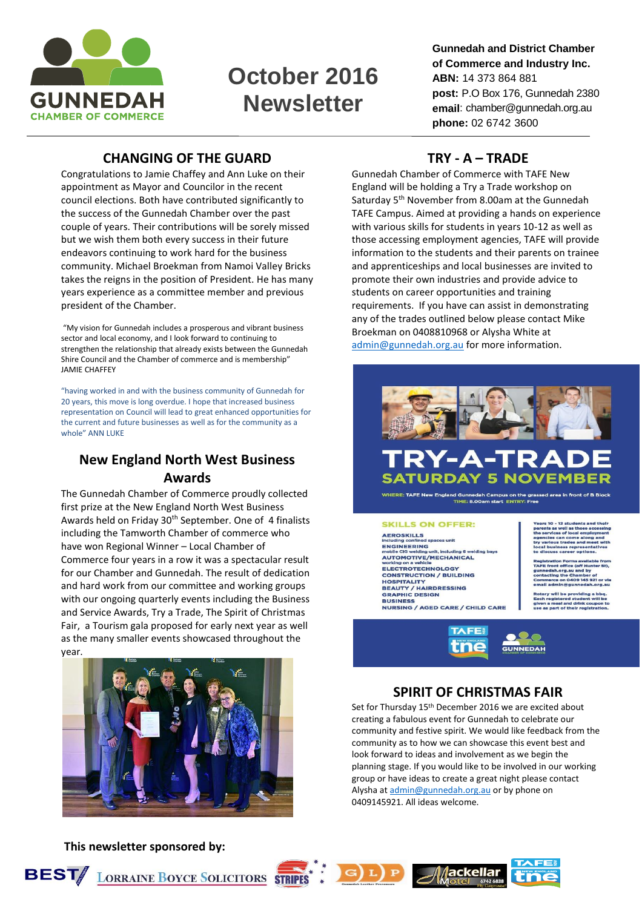# October 2016 Newsletter

**Gunnedah and District Chamber of Commerce and Industry Inc.**
**ABN:** 14 373 864 881
**post:** P.O Box 176, Gunnedah 2380
**email**: chamber@gunnedah.org.au
**phone:** 02 6742 3600

## CHANGING OF THE GUARD

Congratulations to Jamie Chaffey and Ann Luke on their appointment as Mayor and Councilor in the recent council elections. Both have contributed significantly to the success of the Gunnedah Chamber over the past couple of years. Their contributions will be sorely missed but we wish them both every success in their future endeavors continuing to work hard for the business community. Michael Broekman from Namoi Valley Bricks takes the reigns in the position of President. He has many years experience as a committee member and previous president of the Chamber.

"My vision for Gunnedah includes a prosperous and vibrant business sector and local economy, and I look forward to continuing to strengthen the relationship that already exists between the Gunnedah Shire Council and the Chamber of commerce and is membership" JAMIE CHAFFEY

"having worked in and with the business community of Gunnedah for 20 years, this move is long overdue. I hope that increased business representation on Council will lead to great enhanced opportunities for the current and future businesses as well as for the community as a whole" ANN LUKE

## New England North West Business Awards

The Gunnedah Chamber of Commerce proudly collected first prize at the New England North West Business Awards held on Friday 30th September. One of 4 finalists including the Tamworth Chamber of commerce who have won Regional Winner – Local Chamber of Commerce four years in a row it was a spectacular result for our Chamber and Gunnedah. The result of dedication and hard work from our committee and working groups with our ongoing quarterly events including the Business and Service Awards, Try a Trade, The Spirit of Christmas Fair, a Tourism gala proposed for early next year as well as the many smaller events showcased throughout the year.

## TRY - A – TRADE

Gunnedah Chamber of Commerce with TAFE New England will be holding a Try a Trade workshop on Saturday 5th November from 8.00am at the Gunnedah TAFE Campus. Aimed at providing a hands on experience with various skills for students in years 10-12 as well as those accessing employment agencies, TAFE will provide information to the students and their parents on trainee and apprenticeships and local businesses are invited to promote their own industries and provide advice to students on career opportunities and training requirements. If you have can assist in demonstrating any of the trades outlined below please contact Mike Broekman on 0408810968 or Alysha White at admin@gunnedah.org.au for more information.

**TRY-A-TRADE**
**SATURDAY 5 NOVEMBER**

WHERE: TAFE New England Gunnedah Campus on the grassed area in front of B Block
TIME: 8.00am start ENTRY: Free

**SKILLS ON OFFER:**

- AEROSKILLS – including confined spaces unit
- ENGINEERING – mobile CIG welding unit, including 6 welding bays
- AUTOMOTIVE/MECHANICAL – working on a vehicle
- ELECTROTECHNOLOGY
- CONSTRUCTION / BUILDING
- HOSPITALITY
- BEAUTY / HAIRDRESSING
- GRAPHIC DESIGN
- BUSINESS
- NURSING / AGED CARE / CHILD CARE

Years 10 - 12 students and their parents as well as those accessing the services of local employment agencies can come along and try various trades and meet with local business representatives to discuss career options.

Registration Forms available from TAFE front office (off Hunter St), gunnedah.org.au and by contacting the Chamber of Commerce on 0409 145 921 or via email admin@gunnedah.org.au

Rotary will be providing a bbq. Each registered student will be given a meal and drink coupon to use as part of their registration.

## SPIRIT OF CHRISTMAS FAIR

Set for Thursday 15th December 2016 we are excited about creating a fabulous event for Gunnedah to celebrate our community and festive spirit. We would like feedback from the community as to how we can showcase this event best and look forward to ideas and involvement as we begin the planning stage. If you would like to be involved in our working group or have ideas to create a great night please contact Alysha at admin@gunnedah.org.au or by phone on 0409145921. All ideas welcome.

**This newsletter sponsored by:**

BEST — Lorraine Boyce Solicitors — Stripes — GLP Gunnedah Leather Processors — Mackellar Motel 6742 6838 — TAFE NSW New England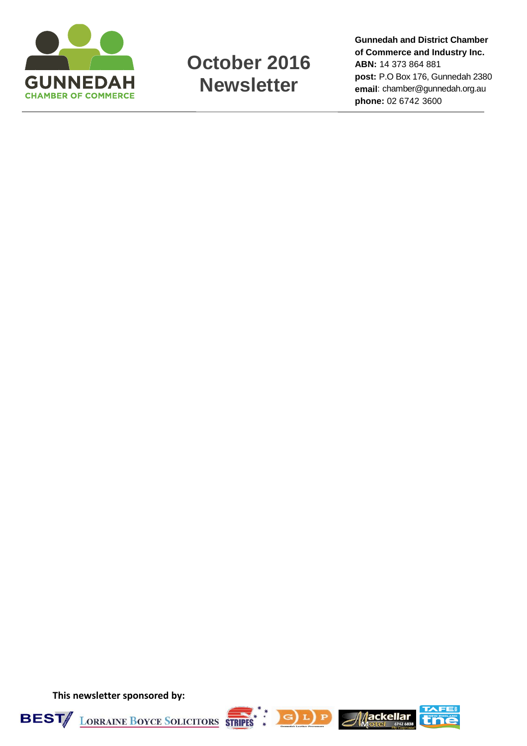# October 2016 Newsletter

**Gunnedah and District Chamber of Commerce and Industry Inc.**
**ABN:** 14 373 864 881
**post:** P.O Box 176, Gunnedah 2380
**email**: chamber@gunnedah.org.au
**phone:** 02 6742 3600

**This newsletter sponsored by:**